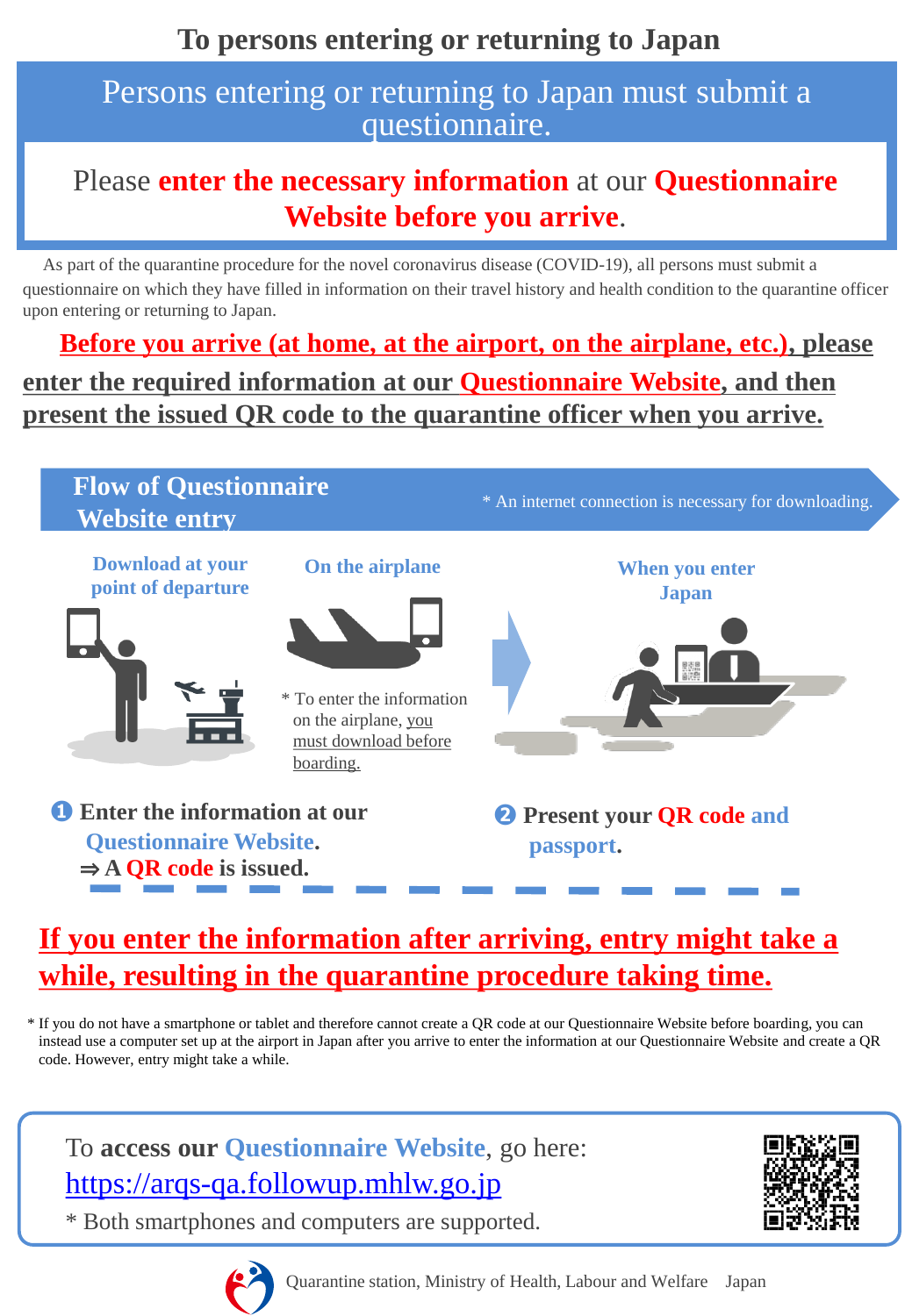# To persons entering or returning to Japan

## Persons entering or returning to Japan must submit a questionnaire.

Please **enter the necessary information** at our **Questionnaire Website before you arrive**.

As part of the quarantine procedure for the novel coronavirus disease (COVID-19), all persons must submit a questionnaire on which they have filled in information on their travel history and health condition to the quarantine officer upon entering or returning to Japan.

**Before you arrive (at home, at the airport, on the airplane, etc.), please enter the required information at our Questionnaire Website, and then present the issued QR code to the quarantine officer when you arrive.**

## Flow of Questionnaire Website entry

* An internet connection is necessary for downloading.

**Download at your point of departure**

**On the airplane**

* To enter the information on the airplane, you must download before boarding.

**When you enter Japan**

❶ **Enter the information at our Questionnaire Website.**
⇒ **A QR code is issued.**

❷ **Present your QR code and passport.**

**If you enter the information after arriving, entry might take a while, resulting in the quarantine procedure taking time.**

* If you do not have a smartphone or tablet and therefore cannot create a QR code at our Questionnaire Website before boarding, you can instead use a computer set up at the airport in Japan after you arrive to enter the information at our Questionnaire Website and create a QR code. However, entry might take a while.

To **access our Questionnaire Website**, go here:
https://arqs-qa.followup.mhlw.go.jp
* Both smartphones and computers are supported.

Quarantine station, Ministry of Health, Labour and Welfare Japan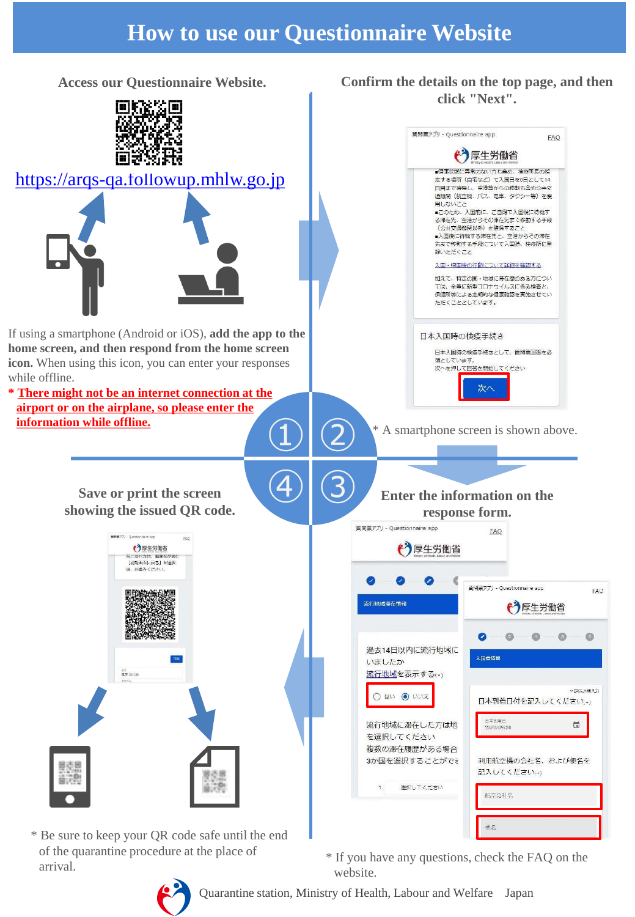# How to use our Questionnaire Website

## ① Access our Questionnaire Website.

https://arqs-qa.followup.mhlw.go.jp

If using a smartphone (Android or iOS), **add the app to the home screen, and then respond from the home screen icon.** When using this icon, you can enter your responses while offline.

* **There might not be an internet connection at the airport or on the airplane, so please enter the information while offline.**

## ② Confirm the details on the top page, and then click "Next".

* A smartphone screen is shown above.

## ③ Enter the information on the response form.

* If you have any questions, check the FAQ on the website.

## ④ Save or print the screen showing the issued QR code.

* Be sure to keep your QR code safe until the end of the quarantine procedure at the place of arrival.

Quarantine station, Ministry of Health, Labour and Welfare Japan